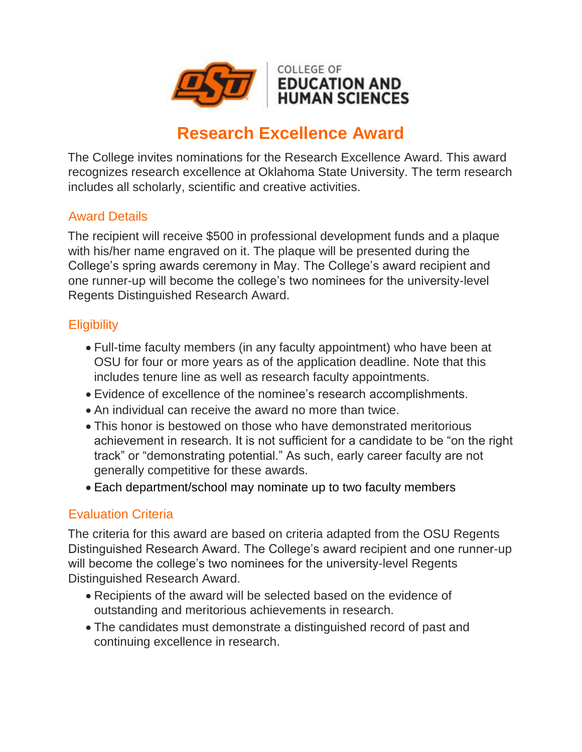COLLEGE OF
EDUCATION AND
HUMAN SCIENCES

# Research Excellence Award

The College invites nominations for the Research Excellence Award. This award recognizes research excellence at Oklahoma State University. The term research includes all scholarly, scientific and creative activities.

## Award Details

The recipient will receive $500 in professional development funds and a plaque with his/her name engraved on it. The plaque will be presented during the College's spring awards ceremony in May. The College's award recipient and one runner-up will become the college's two nominees for the university-level Regents Distinguished Research Award.

## Eligibility

- Full-time faculty members (in any faculty appointment) who have been at OSU for four or more years as of the application deadline. Note that this includes tenure line as well as research faculty appointments.
- Evidence of excellence of the nominee's research accomplishments.
- An individual can receive the award no more than twice.
- This honor is bestowed on those who have demonstrated meritorious achievement in research. It is not sufficient for a candidate to be "on the right track" or "demonstrating potential." As such, early career faculty are not generally competitive for these awards.
- Each department/school may nominate up to two faculty members

## Evaluation Criteria

The criteria for this award are based on criteria adapted from the OSU Regents Distinguished Research Award. The College's award recipient and one runner-up will become the college's two nominees for the university-level Regents Distinguished Research Award.

- Recipients of the award will be selected based on the evidence of outstanding and meritorious achievements in research.
- The candidates must demonstrate a distinguished record of past and continuing excellence in research.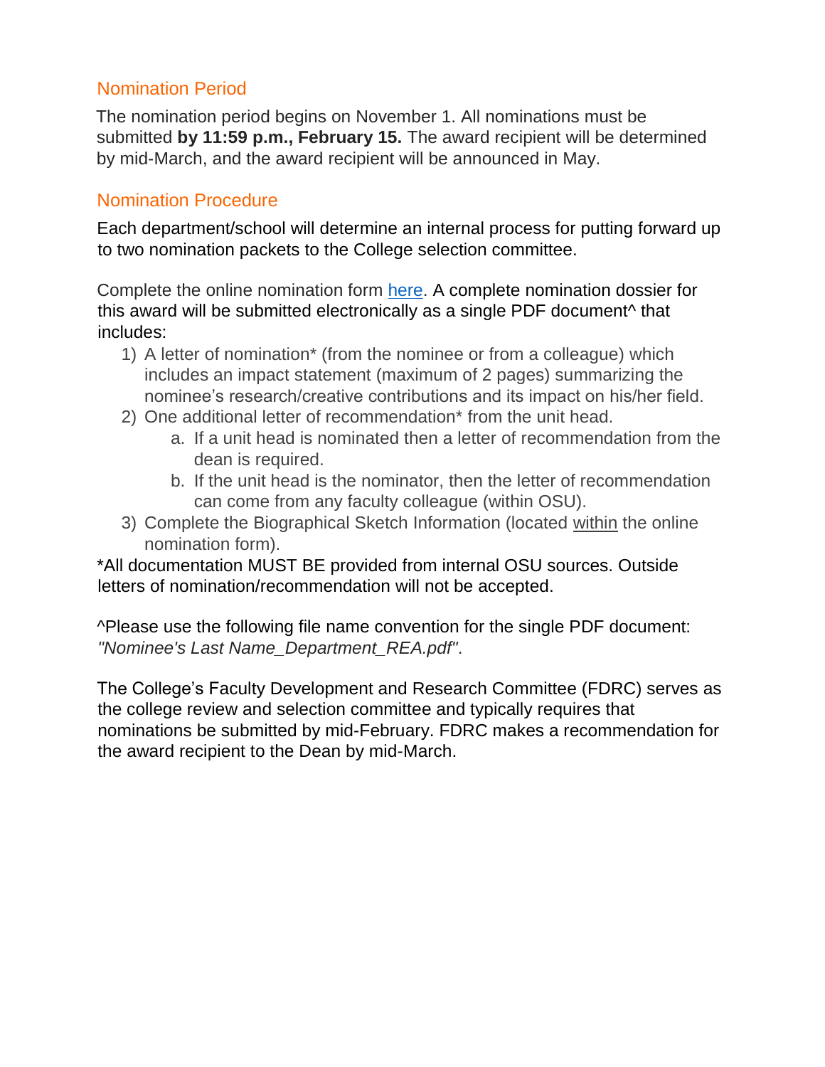## Nomination Period

The nomination period begins on November 1. All nominations must be submitted **by 11:59 p.m., February 15.** The award recipient will be determined by mid-March, and the award recipient will be announced in May.

## Nomination Procedure

Each department/school will determine an internal process for putting forward up to two nomination packets to the College selection committee.

Complete the online nomination form [here](). A complete nomination dossier for this award will be submitted electronically as a single PDF document^ that includes:

1) A letter of nomination* (from the nominee or from a colleague) which includes an impact statement (maximum of 2 pages) summarizing the nominee's research/creative contributions and its impact on his/her field.
2) One additional letter of recommendation* from the unit head.
   a. If a unit head is nominated then a letter of recommendation from the dean is required.
   b. If the unit head is the nominator, then the letter of recommendation can come from any faculty colleague (within OSU).
3) Complete the Biographical Sketch Information (located within the online nomination form).

*All documentation MUST BE provided from internal OSU sources. Outside letters of nomination/recommendation will not be accepted.

^Please use the following file name convention for the single PDF document: *"Nominee's Last Name_Department_REA.pdf"*.

The College's Faculty Development and Research Committee (FDRC) serves as the college review and selection committee and typically requires that nominations be submitted by mid-February. FDRC makes a recommendation for the award recipient to the Dean by mid-March.